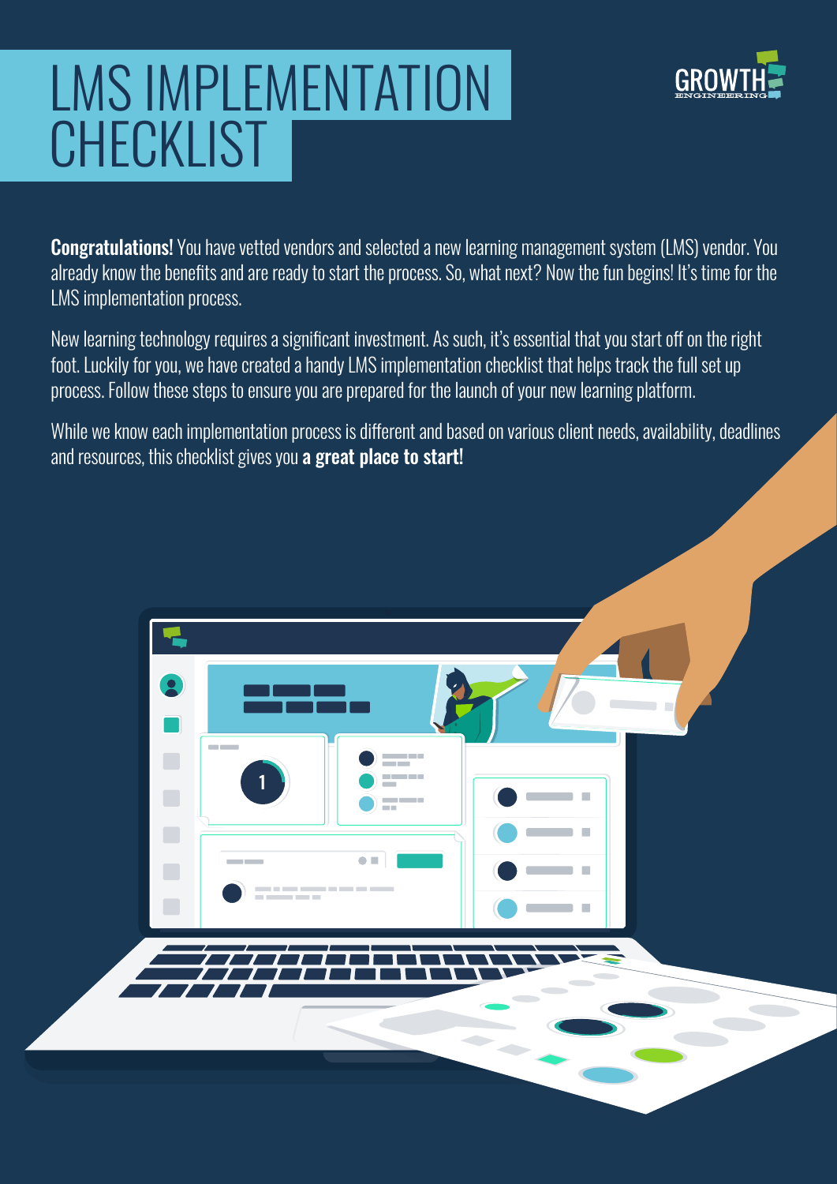# LMS IMPLEMENTATION CHECKLIST

**Congratulations!** You have vetted vendors and selected a new learning management system (LMS) vendor. You already know the benefits and are ready to start the process. So, what next? Now the fun begins! It's time for the LMS implementation process.

New learning technology requires a significant investment. As such, it's essential that you start off on the right foot. Luckily for you, we have created a handy LMS implementation checklist that helps track the full set up process. Follow these steps to ensure you are prepared for the launch of your new learning platform.

While we know each implementation process is different and based on various client needs, availability, deadlines and resources, this checklist gives you **a great place to start!**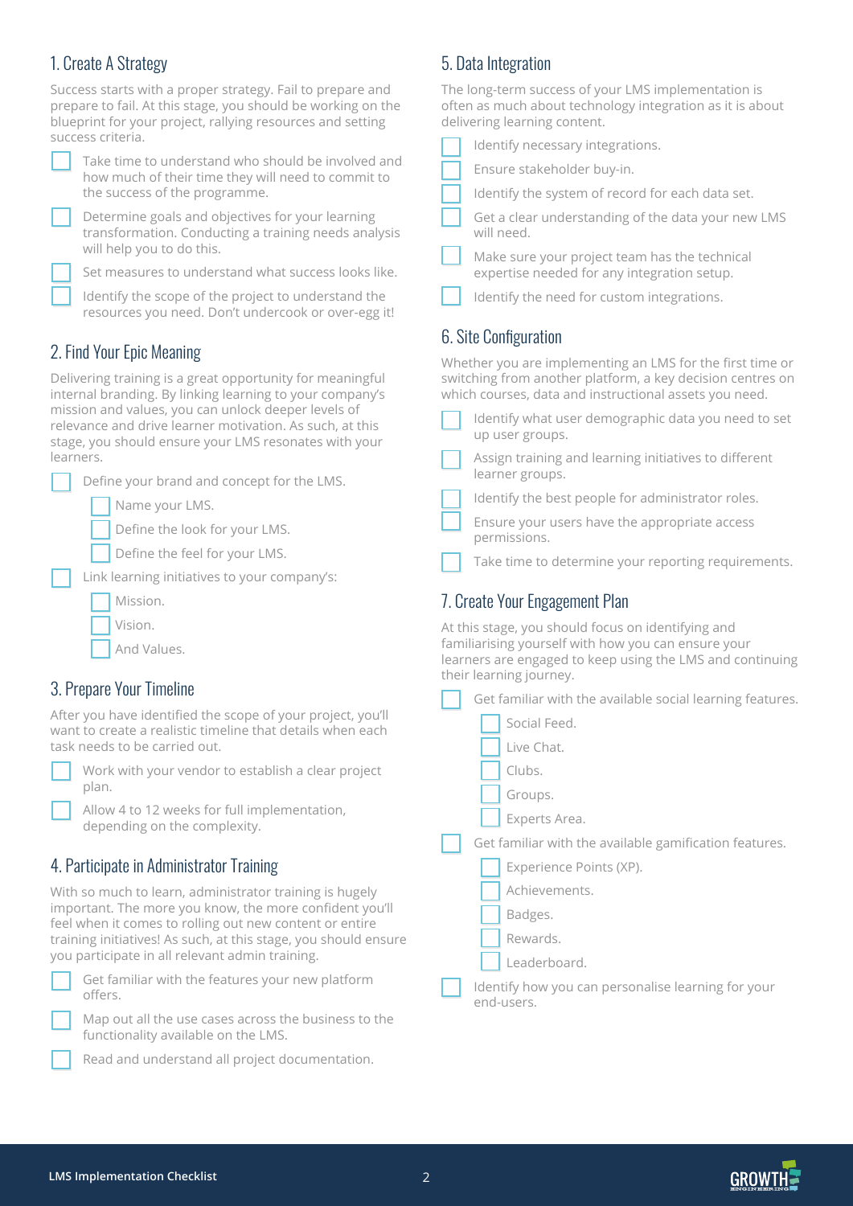## 1. Create A Strategy

Success starts with a proper strategy. Fail to prepare and prepare to fail. At this stage, you should be working on the blueprint for your project, rallying resources and setting success criteria.

- [ ] Take time to understand who should be involved and how much of their time they will need to commit to the success of the programme.
- [ ] Determine goals and objectives for your learning transformation. Conducting a training needs analysis will help you to do this.
- [ ] Set measures to understand what success looks like.
- [ ] Identify the scope of the project to understand the resources you need. Don't undercook or over-egg it!

## 2. Find Your Epic Meaning

Delivering training is a great opportunity for meaningful internal branding. By linking learning to your company's mission and values, you can unlock deeper levels of relevance and drive learner motivation. As such, at this stage, you should ensure your LMS resonates with your learners.

- [ ] Define your brand and concept for the LMS.
  - [ ] Name your LMS.
  - [ ] Define the look for your LMS.
  - [ ] Define the feel for your LMS.
- [ ] Link learning initiatives to your company's:
  - [ ] Mission.
  - [ ] Vision.
  - [ ] And Values.

## 3. Prepare Your Timeline

After you have identified the scope of your project, you'll want to create a realistic timeline that details when each task needs to be carried out.

- [ ] Work with your vendor to establish a clear project plan.
- [ ] Allow 4 to 12 weeks for full implementation, depending on the complexity.

## 4. Participate in Administrator Training

With so much to learn, administrator training is hugely important. The more you know, the more confident you'll feel when it comes to rolling out new content or entire training initiatives! As such, at this stage, you should ensure you participate in all relevant admin training.

- [ ] Get familiar with the features your new platform offers.
- [ ] Map out all the use cases across the business to the functionality available on the LMS.
- [ ] Read and understand all project documentation.

## 5. Data Integration

The long-term success of your LMS implementation is often as much about technology integration as it is about delivering learning content.

- [ ] Identify necessary integrations.
- [ ] Ensure stakeholder buy-in.
- [ ] Identify the system of record for each data set.
- [ ] Get a clear understanding of the data your new LMS will need.
- [ ] Make sure your project team has the technical expertise needed for any integration setup.
- [ ] Identify the need for custom integrations.

## 6. Site Configuration

Whether you are implementing an LMS for the first time or switching from another platform, a key decision centres on which courses, data and instructional assets you need.

- [ ] Identify what user demographic data you need to set up user groups.
- [ ] Assign training and learning initiatives to different learner groups.
- [ ] Identify the best people for administrator roles.
- [ ] Ensure your users have the appropriate access permissions.
- [ ] Take time to determine your reporting requirements.

## 7. Create Your Engagement Plan

At this stage, you should focus on identifying and familiarising yourself with how you can ensure your learners are engaged to keep using the LMS and continuing their learning journey.

- [ ] Get familiar with the available social learning features.
  - [ ] Social Feed.
  - [ ] Live Chat.
  - [ ] Clubs.
  - [ ] Groups.
  - [ ] Experts Area.
- [ ] Get familiar with the available gamification features.
  - [ ] Experience Points (XP).
  - [ ] Achievements.
  - [ ] Badges.
  - [ ] Rewards.
  - [ ] Leaderboard.
- [ ] Identify how you can personalise learning for your end-users.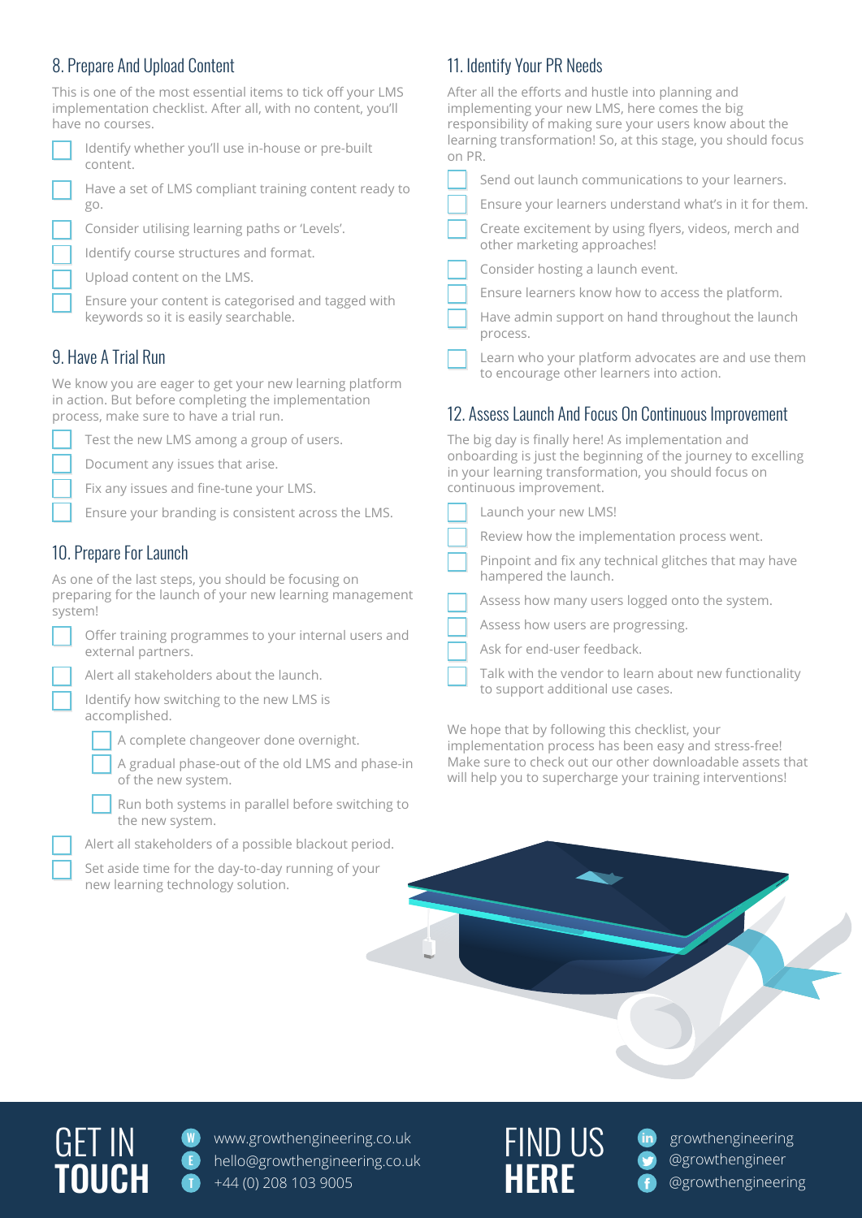## 8. Prepare And Upload Content

This is one of the most essential items to tick off your LMS implementation checklist. After all, with no content, you'll have no courses.

- [ ] Identify whether you'll use in-house or pre-built content.
- [ ] Have a set of LMS compliant training content ready to go.
- [ ] Consider utilising learning paths or 'Levels'.
- [ ] Identify course structures and format.
- [ ] Upload content on the LMS.
- [ ] Ensure your content is categorised and tagged with keywords so it is easily searchable.

## 9. Have A Trial Run

We know you are eager to get your new learning platform in action. But before completing the implementation process, make sure to have a trial run.

- [ ] Test the new LMS among a group of users.
- [ ] Document any issues that arise.
- [ ] Fix any issues and fine-tune your LMS.
- [ ] Ensure your branding is consistent across the LMS.

## 10. Prepare For Launch

As one of the last steps, you should be focusing on preparing for the launch of your new learning management system!

- [ ] Offer training programmes to your internal users and external partners.
- [ ] Alert all stakeholders about the launch.
- [ ] Identify how switching to the new LMS is accomplished.
  - [ ] A complete changeover done overnight.
  - [ ] A gradual phase-out of the old LMS and phase-in of the new system.
  - [ ] Run both systems in parallel before switching to the new system.
- [ ] Alert all stakeholders of a possible blackout period.
- [ ] Set aside time for the day-to-day running of your new learning technology solution.

## 11. Identify Your PR Needs

After all the efforts and hustle into planning and implementing your new LMS, here comes the big responsibility of making sure your users know about the learning transformation! So, at this stage, you should focus on PR.

- [ ] Send out launch communications to your learners.
- [ ] Ensure your learners understand what's in it for them.
- [ ] Create excitement by using flyers, videos, merch and other marketing approaches!
- [ ] Consider hosting a launch event.
- [ ] Ensure learners know how to access the platform.
- [ ] Have admin support on hand throughout the launch process.
- [ ] Learn who your platform advocates are and use them to encourage other learners into action.

## 12. Assess Launch And Focus On Continuous Improvement

The big day is finally here! As implementation and onboarding is just the beginning of the journey to excelling in your learning transformation, you should focus on continuous improvement.

- [ ] Launch your new LMS!
- [ ] Review how the implementation process went.
- [ ] Pinpoint and fix any technical glitches that may have hampered the launch.
- [ ] Assess how many users logged onto the system.
- [ ] Assess how users are progressing.
- [ ] Ask for end-user feedback.
- [ ] Talk with the vendor to learn about new functionality to support additional use cases.

We hope that by following this checklist, your implementation process has been easy and stress-free! Make sure to check out our other downloadable assets that will help you to supercharge your training interventions!

**GET IN TOUCH**

W www.growthengineering.co.uk
E hello@growthengineering.co.uk
T +44 (0) 208 103 9005

**FIND US HERE**

growthengineering
@growthengineer
@growthengineering